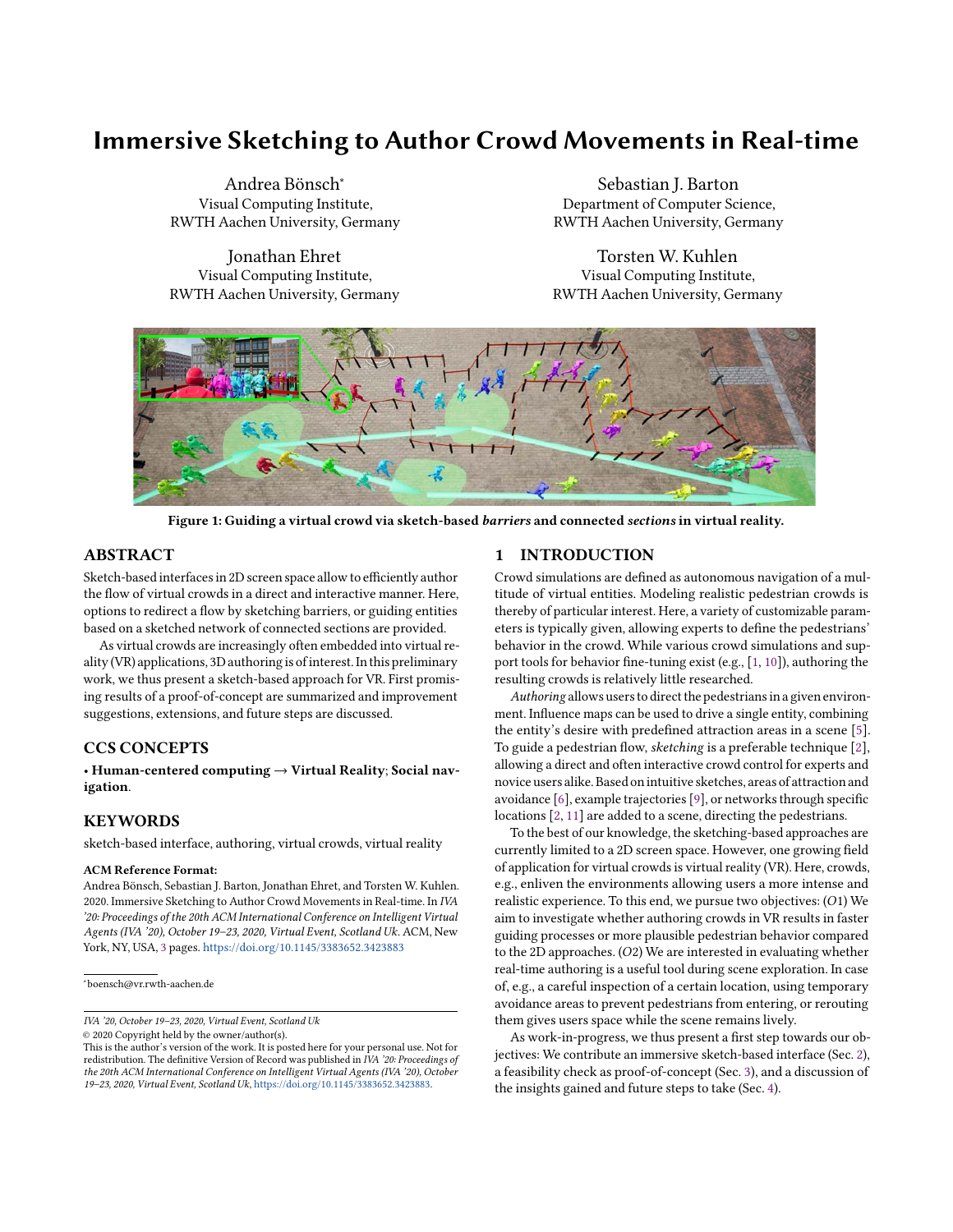# Immersive Sketching to Author Crowd Movements in Real-time

Andrea Bönsch*
Visual Computing Institute,
RWTH Aachen University, Germany

Sebastian J. Barton
Department of Computer Science,
RWTH Aachen University, Germany

Jonathan Ehret
Visual Computing Institute,
RWTH Aachen University, Germany

Torsten W. Kuhlen
Visual Computing Institute,
RWTH Aachen University, Germany

**Figure 1: Guiding a virtual crowd via sketch-based *barriers* and connected *sections* in virtual reality.**

## ABSTRACT

Sketch-based interfaces in 2D screen space allow to efficiently author the flow of virtual crowds in a direct and interactive manner. Here, options to redirect a flow by sketching barriers, or guiding entities based on a sketched network of connected sections are provided.

As virtual crowds are increasingly often embedded into virtual reality (VR) applications, 3D authoring is of interest. In this preliminary work, we thus present a sketch-based approach for VR. First promising results of a proof-of-concept are summarized and improvement suggestions, extensions, and future steps are discussed.

## CCS CONCEPTS

• **Human-centered computing → Virtual Reality**; **Social navigation**.

## KEYWORDS

sketch-based interface, authoring, virtual crowds, virtual reality

**ACM Reference Format:**
Andrea Bönsch, Sebastian J. Barton, Jonathan Ehret, and Torsten W. Kuhlen. 2020. Immersive Sketching to Author Crowd Movements in Real-time. In *IVA '20: Proceedings of the 20th ACM International Conference on Intelligent Virtual Agents (IVA '20), October 19–23, 2020, Virtual Event, Scotland Uk.* ACM, New York, NY, USA, 3 pages. https://doi.org/10.1145/3383652.3423883

*boensch@vr.rwth-aachen.de

IVA '20, October 19–23, 2020, Virtual Event, Scotland Uk
© 2020 Copyright held by the owner/author(s).
This is the author's version of the work. It is posted here for your personal use. Not for redistribution. The definitive Version of Record was published in *IVA '20: Proceedings of the 20th ACM International Conference on Intelligent Virtual Agents (IVA '20), October 19–23, 2020, Virtual Event, Scotland Uk*, https://doi.org/10.1145/3383652.3423883.

## 1 INTRODUCTION

Crowd simulations are defined as autonomous navigation of a multitude of virtual entities. Modeling realistic pedestrian crowds is thereby of particular interest. Here, a variety of customizable parameters is typically given, allowing experts to define the pedestrians' behavior in the crowd. While various crowd simulations and support tools for behavior fine-tuning exist (e.g., [1, 10]), authoring the resulting crowds is relatively little researched.

*Authoring* allows users to direct the pedestrians in a given environment. Influence maps can be used to drive a single entity, combining the entity's desire with predefined attraction areas in a scene [5]. To guide a pedestrian flow, *sketching* is a preferable technique [2], allowing a direct and often interactive crowd control for experts and novice users alike. Based on intuitive sketches, areas of attraction and avoidance [6], example trajectories [9], or networks through specific locations [2, 11] are added to a scene, directing the pedestrians.

To the best of our knowledge, the sketching-based approaches are currently limited to a 2D screen space. However, one growing field of application for virtual crowds is virtual reality (VR). Here, crowds, e.g., enliven the environments allowing users a more intense and realistic experience. To this end, we pursue two objectives: (*O*1) We aim to investigate whether authoring crowds in VR results in faster guiding processes or more plausible pedestrian behavior compared to the 2D approaches. (*O*2) We are interested in evaluating whether real-time authoring is a useful tool during scene exploration. In case of, e.g., a careful inspection of a certain location, using temporary avoidance areas to prevent pedestrians from entering, or rerouting them gives users space while the scene remains lively.

As work-in-progress, we thus present a first step towards our objectives: We contribute an immersive sketch-based interface (Sec. 2), a feasibility check as proof-of-concept (Sec. 3), and a discussion of the insights gained and future steps to take (Sec. 4).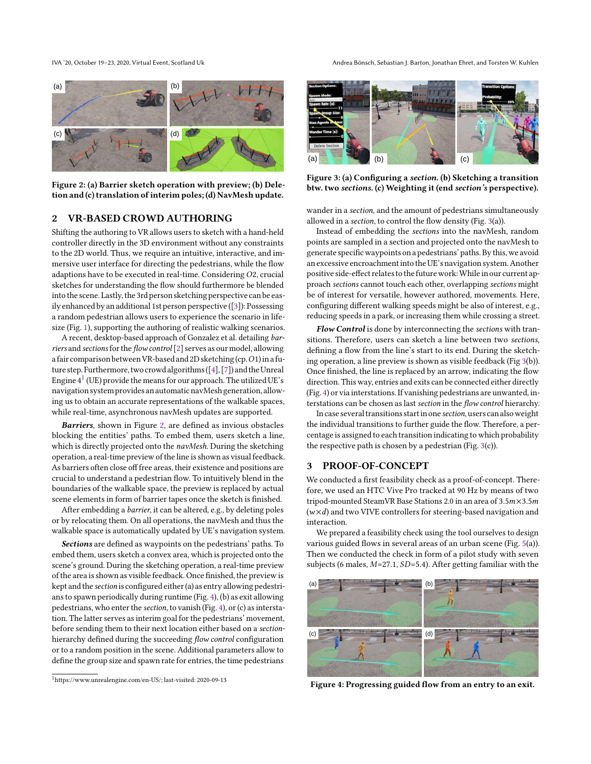Figure 2: (a) Barrier sketch operation with preview; (b) Deletion and (c) translation of interim poles; (d) NavMesh update.

## 2 VR-BASED CROWD AUTHORING

Shifting the authoring to VR allows users to sketch with a hand-held controller directly in the 3D environment without any constraints to the 2D world. Thus, we require an intuitive, interactive, and immersive user interface for directing the pedestrians, while the flow adaptions have to be executed in real-time. Considering *O2*, crucial sketches for understanding the flow should furthermore be blended into the scene. Lastly, the 3rd person sketching perspective can be easily enhanced by an additional 1st person perspective ([3]): Possessing a random pedestrian allows users to experience the scenario in life-size (Fig. 1), supporting the authoring of realistic walking scenarios.

A recent, desktop-based approach of Gonzalez et al. detailing *barriers* and *sections* for the *flow control* [2] serves as our model, allowing a fair comparison between VR-based and 2D sketching (cp. *O1*) in a future step. Furthermore, two crowd algorithms ([4], [7]) and the Unreal Engine 4[1] (UE) provide the means for our approach. The utilized UE's navigation system provides an automatic navMesh generation, allowing us to obtain an accurate representations of the walkable spaces, while real-time, asynchronous navMesh updates are supported.

***Barriers***, shown in Figure 2, are defined as invious obstacles blocking the entities' paths. To embed them, users sketch a line, which is directly projected onto the *navMesh*. During the sketching operation, a real-time preview of the line is shown as visual feedback. As barriers often close off free areas, their existence and positions are crucial to understand a pedestrian flow. To intuitively blend in the boundaries of the walkable space, the preview is replaced by actual scene elements in form of barrier tapes once the sketch is finished.

After embedding a *barrier*, it can be altered, e.g., by deleting poles or by relocating them. On all operations, the navMesh and thus the walkable space is automatically updated by UE's navigation system.

***Sections*** are defined as waypoints on the pedestrians' paths. To embed them, users sketch a convex area, which is projected onto the scene's ground. During the sketching operation, a real-time preview of the area is shown as visible feedback. Once finished, the preview is kept and the *section* is configured either (a) as entry allowing pedestrians to spawn periodically during runtime (Fig. 4), (b) as exit allowing pedestrians, who enter the *section*, to vanish (Fig. 4), or (c) as interstation. The latter serves as interim goal for the pedestrians' movement, before sending them to their next location either based on a *section*-hierarchy defined during the succeeding *flow control* configuration or to a random position in the scene. Additional parameters allow to define the group size and spawn rate for entries, the time pedestrians wander in a *section*, and the amount of pedestrians simultaneously allowed in a *section*, to control the flow density (Fig. 3(a)).

[1] https://www.unrealengine.com/en-US/; last-visited: 2020-09-13

Figure 3: (a) Configuring a *section*. (b) Sketching a transition btw. two *sections*. (c) Weighting it (end *section's* perspective).

Instead of embedding the *sections* into the navMesh, random points are sampled in a section and projected onto the navMesh to generate specific waypoints on a pedestrians' paths. By this, we avoid an excessive encroachment into the UE's navigation system. Another positive side-effect relates to the future work: While in our current approach *sections* cannot touch each other, overlapping *sections* might be of interest for versatile, however authored, movements. Here, configuring different walking speeds might be also of interest, e.g., reducing speeds in a park, or increasing them while crossing a street.

***Flow Control*** is done by interconnecting the *sections* with transitions. Therefore, users can sketch a line between two *sections*, defining a flow from the line's start to its end. During the sketching operation, a line preview is shown as visible feedback (Fig 3(b)). Once finished, the line is replaced by an arrow, indicating the flow direction. This way, entries and exits can be connected either directly (Fig. 4) or via interstations. If vanishing pedestrians are unwanted, interstations can be chosen as last *section* in the *flow control* hierarchy.

In case several transitions start in one *section*, users can also weight the individual transitions to further guide the flow. Therefore, a percentage is assigned to each transition indicating to which probability the respective path is chosen by a pedestrian (Fig. 3(c)).

## 3 PROOF-OF-CONCEPT

We conducted a first feasibility check as a proof-of-concept. Therefore, we used an HTC Vive Pro tracked at 90 Hz by means of two tripod-mounted SteamVR Base Stations 2.0 in an area of $3.5m \times 3.5m$ ($w \times d$) and two VIVE controllers for steering-based navigation and interaction.

We prepared a feasibility check using the tool ourselves to design various guided flows in several areas of an urban scene (Fig. 5(a)). Then we conducted the check in form of a pilot study with seven subjects (6 males, $M$=27.1, $SD$=5.4). After getting familiar with the

Figure 4: Progressing guided flow from an entry to an exit.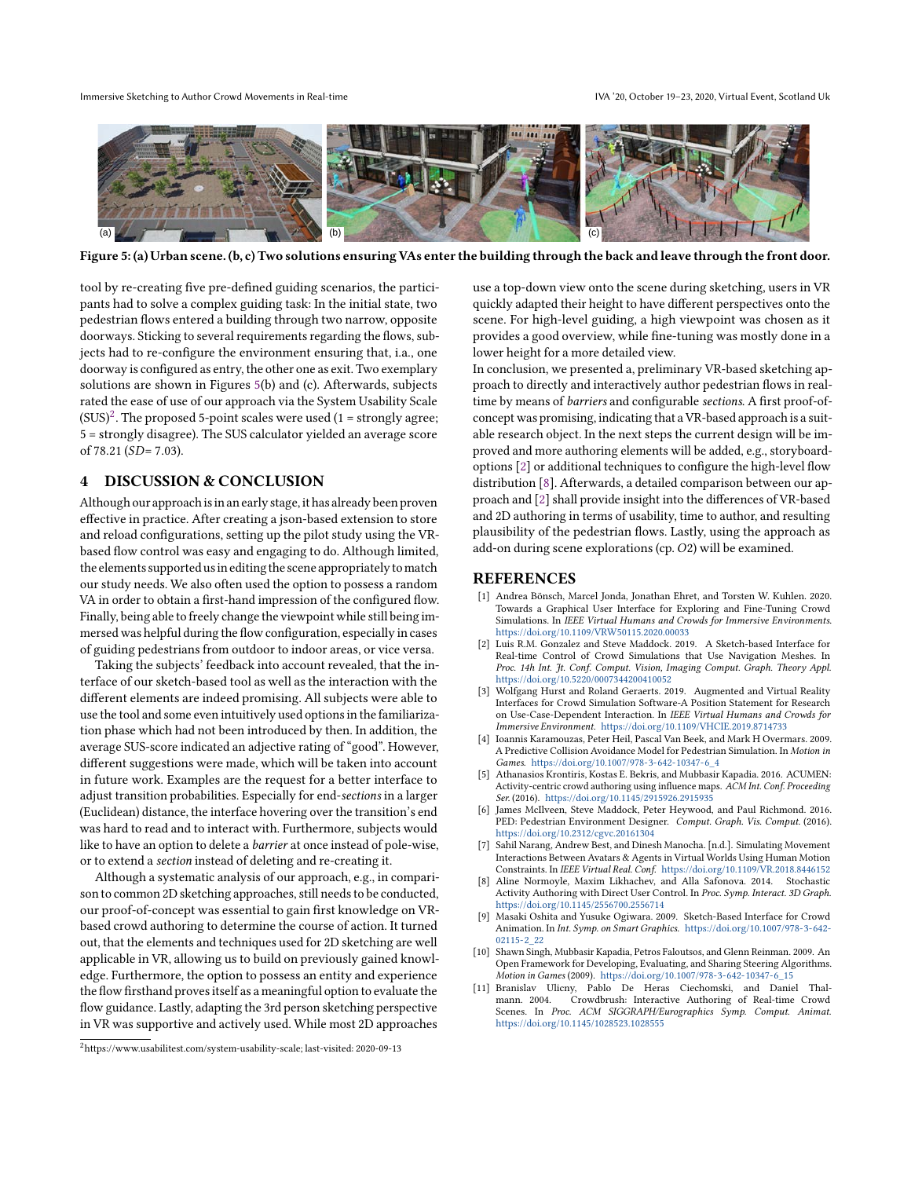Figure 5: (a) Urban scene. (b, c) Two solutions ensuring VAs enter the building through the back and leave through the front door.

tool by re-creating five pre-defined guiding scenarios, the participants had to solve a complex guiding task: In the initial state, two pedestrian flows entered a building through two narrow, opposite doorways. Sticking to several requirements regarding the flows, subjects had to re-configure the environment ensuring that, i.a., one doorway is configured as entry, the other one as exit. Two exemplary solutions are shown in Figures 5(b) and (c). Afterwards, subjects rated the ease of use of our approach via the System Usability Scale (SUS)[2]. The proposed 5-point scales were used (1 = strongly agree; 5 = strongly disagree). The SUS calculator yielded an average score of 78.21 (*SD*= 7.03).

## 4 DISCUSSION & CONCLUSION

Although our approach is in an early stage, it has already been proven effective in practice. After creating a json-based extension to store and reload configurations, setting up the pilot study using the VR-based flow control was easy and engaging to do. Although limited, the elements supported us in editing the scene appropriately to match our study needs. We also often used the option to possess a random VA in order to obtain a first-hand impression of the configured flow. Finally, being able to freely change the viewpoint while still being immersed was helpful during the flow configuration, especially in cases of guiding pedestrians from outdoor to indoor areas, or vice versa.

Taking the subjects' feedback into account revealed, that the interface of our sketch-based tool as well as the interaction with the different elements are indeed promising. All subjects were able to use the tool and some even intuitively used options in the familiarization phase which had not been introduced by then. In addition, the average SUS-score indicated an adjective rating of "good". However, different suggestions were made, which will be taken into account in future work. Examples are the request for a better interface to adjust transition probabilities. Especially for end-*sections* in a larger (Euclidean) distance, the interface hovering over the transition's end was hard to read and to interact with. Furthermore, subjects would like to have an option to delete a *barrier* at once instead of pole-wise, or to extend a *section* instead of deleting and re-creating it.

Although a systematic analysis of our approach, e.g., in comparison to common 2D sketching approaches, still needs to be conducted, our proof-of-concept was essential to gain first knowledge on VR-based crowd authoring to determine the course of action. It turned out, that the elements and techniques used for 2D sketching are well applicable in VR, allowing us to build on previously gained knowledge. Furthermore, the option to possess an entity and experience the flow firsthand proves itself as a meaningful option to evaluate the flow guidance. Lastly, adapting the 3rd person sketching perspective in VR was supportive and actively used. While most 2D approaches use a top-down view onto the scene during sketching, users in VR quickly adapted their height to have different perspectives onto the scene. For high-level guiding, a high viewpoint was chosen as it provides a good overview, while fine-tuning was mostly done in a lower height for a more detailed view.

In conclusion, we presented a, preliminary VR-based sketching approach to directly and interactively author pedestrian flows in real-time by means of *barriers* and configurable *sections*. A first proof-of-concept was promising, indicating that a VR-based approach is a suitable research object. In the next steps the current design will be improved and more authoring elements will be added, e.g., storyboard-options [2] or additional techniques to configure the high-level flow distribution [8]. Afterwards, a detailed comparison between our approach and [2] shall provide insight into the differences of VR-based and 2D authoring in terms of usability, time to author, and resulting plausibility of the pedestrian flows. Lastly, using the approach as add-on during scene explorations (cp. *O2*) will be examined.

## REFERENCES

[1] Andrea Bönsch, Marcel Jonda, Jonathan Ehret, and Torsten W. Kuhlen. 2020. Towards a Graphical User Interface for Exploring and Fine-Tuning Crowd Simulations. In *IEEE Virtual Humans and Crowds for Immersive Environments*. https://doi.org/10.1109/VRW50115.2020.00033

[2] Luis R.M. Gonzalez and Steve Maddock. 2019. A Sketch-based Interface for Real-time Control of Crowd Simulations that Use Navigation Meshes. In *Proc. 14h Int. Jt. Conf. Comput. Vision, Imaging Comput. Graph. Theory Appl.* https://doi.org/10.5220/0007344200410052

[3] Wolfgang Hurst and Roland Geraerts. 2019. Augmented and Virtual Reality Interfaces for Crowd Simulation Software-A Position Statement for Research on Use-Case-Dependent Interaction. In *IEEE Virtual Humans and Crowds for Immersive Environment*. https://doi.org/10.1109/VHCIE.2019.8714733

[4] Ioannis Karamouzas, Peter Heil, Pascal Van Beek, and Mark H Overmars. 2009. A Predictive Collision Avoidance Model for Pedestrian Simulation. In *Motion in Games*. https://doi.org/10.1007/978-3-642-10347-6_4

[5] Athanasios Krontiris, Kostas E. Bekris, and Mubbasir Kapadia. 2016. ACUMEN: Activity-centric crowd authoring using influence maps. *ACM Int. Conf. Proceeding Ser.* (2016). https://doi.org/10.1145/2915926.2915935

[6] James McIlveen, Steve Maddock, Peter Heywood, and Paul Richmond. 2016. PED: Pedestrian Environment Designer. *Comput. Graph. Vis. Comput.* (2016). https://doi.org/10.2312/cgvc.20161304

[7] Sahil Narang, Andrew Best, and Dinesh Manocha. [n.d.]. Simulating Movement Interactions Between Avatars & Agents in Virtual Worlds Using Human Motion Constraints. In *IEEE Virtual Real. Conf.* https://doi.org/10.1109/VR.2018.8446152

[8] Aline Normoyle, Maxim Likhachev, and Alla Safonova. 2014. Stochastic Activity Authoring with Direct User Control. In *Proc. Symp. Interact. 3D Graph.* https://doi.org/10.1145/2556700.2556714

[9] Masaki Oshita and Yusuke Ogiwara. 2009. Sketch-Based Interface for Crowd Animation. In *Int. Symp. on Smart Graphics*. https://doi.org/10.1007/978-3-642-02115-2_22

[10] Shawn Singh, Mubbasir Kapadia, Petros Faloutsos, and Glenn Reinman. 2009. An Open Framework for Developing, Evaluating, and Sharing Steering Algorithms. *Motion in Games* (2009). https://doi.org/10.1007/978-3-642-10347-6_15

[11] Branislav Ulicny, Pablo De Heras Ciechomski, and Daniel Thalmann. 2004. Crowdbrush: Interactive Authoring of Real-time Crowd Scenes. In *Proc. ACM SIGGRAPH/Eurographics Symp. Comput. Animat.* https://doi.org/10.1145/1028523.1028555

[2] https://www.usabilitest.com/system-usability-scale; last-visited: 2020-09-13